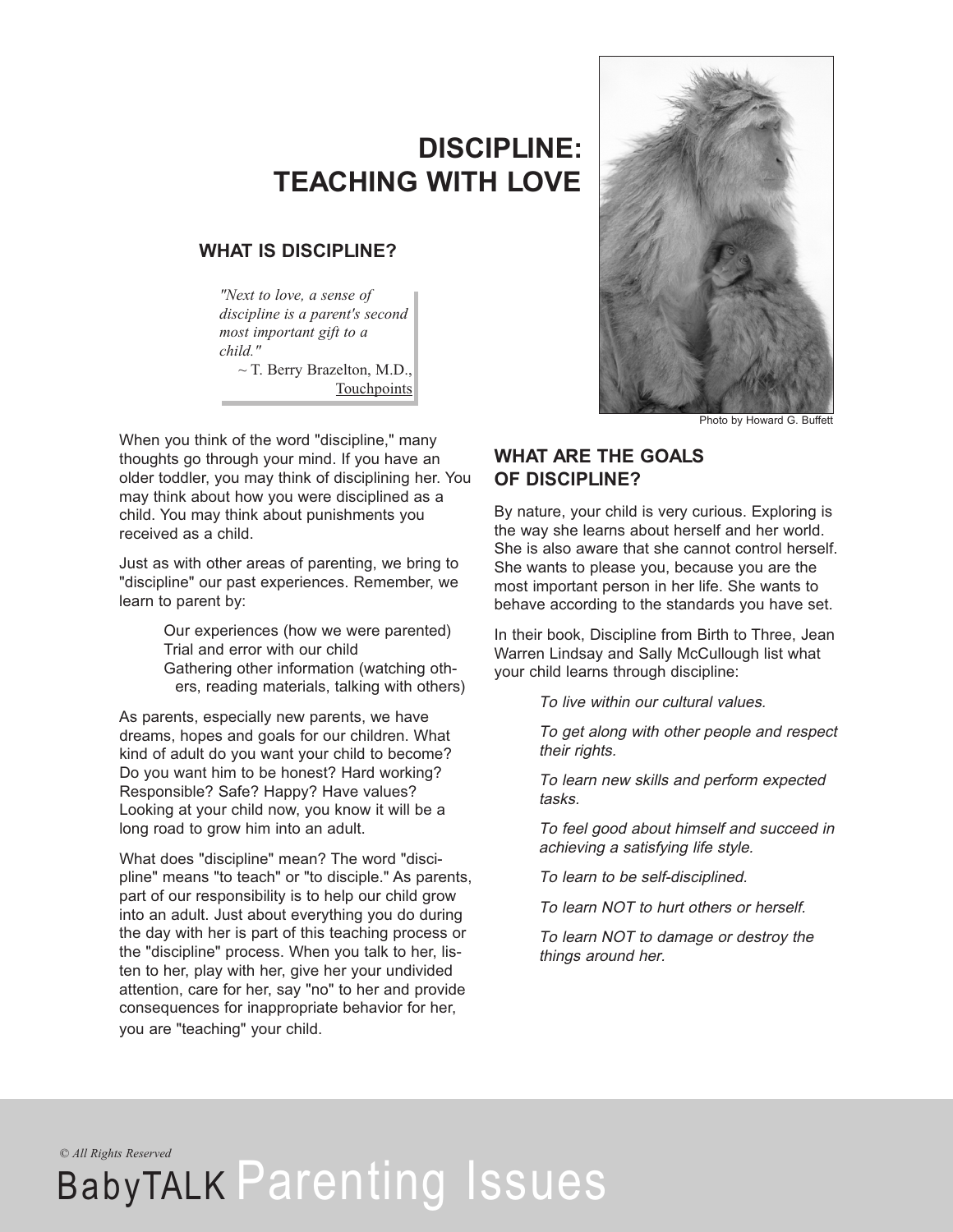# DISCIPLINE: TEACHING WITH LOVE

## WHAT IS DISCIPLINE?

> *"Next to love, a sense of discipline is a parent's second most important gift to a child."*
>
> ~ T. Berry Brazelton, M.D., Touchpoints

When you think of the word "discipline," many thoughts go through your mind. If you have an older toddler, you may think of disciplining her. You may think about how you were disciplined as a child. You may think about punishments you received as a child.

Just as with other areas of parenting, we bring to "discipline" our past experiences. Remember, we learn to parent by:

- Our experiences (how we were parented)
- Trial and error with our child
- Gathering other information (watching others, reading materials, talking with others)

As parents, especially new parents, we have dreams, hopes and goals for our children. What kind of adult do you want your child to become? Do you want him to be honest? Hard working? Responsible? Safe? Happy? Have values? Looking at your child now, you know it will be a long road to grow him into an adult.

What does "discipline" mean? The word "discipline" means "to teach" or "to disciple." As parents, part of our responsibility is to help our child grow into an adult. Just about everything you do during the day with her is part of this teaching process or the "discipline" process. When you talk to her, listen to her, play with her, give her your undivided attention, care for her, say "no" to her and provide consequences for inappropriate behavior for her, you are "teaching" your child.

Photo by Howard G. Buffett

## WHAT ARE THE GOALS OF DISCIPLINE?

By nature, your child is very curious. Exploring is the way she learns about herself and her world. She is also aware that she cannot control herself. She wants to please you, because you are the most important person in her life. She wants to behave according to the standards you have set.

In their book, Discipline from Birth to Three, Jean Warren Lindsay and Sally McCullough list what your child learns through discipline:

*To live within our cultural values.*

*To get along with other people and respect their rights.*

*To learn new skills and perform expected tasks.*

*To feel good about himself and succeed in achieving a satisfying life style.*

*To learn to be self-disciplined.*

*To learn NOT to hurt others or herself.*

*To learn NOT to damage or destroy the things around her.*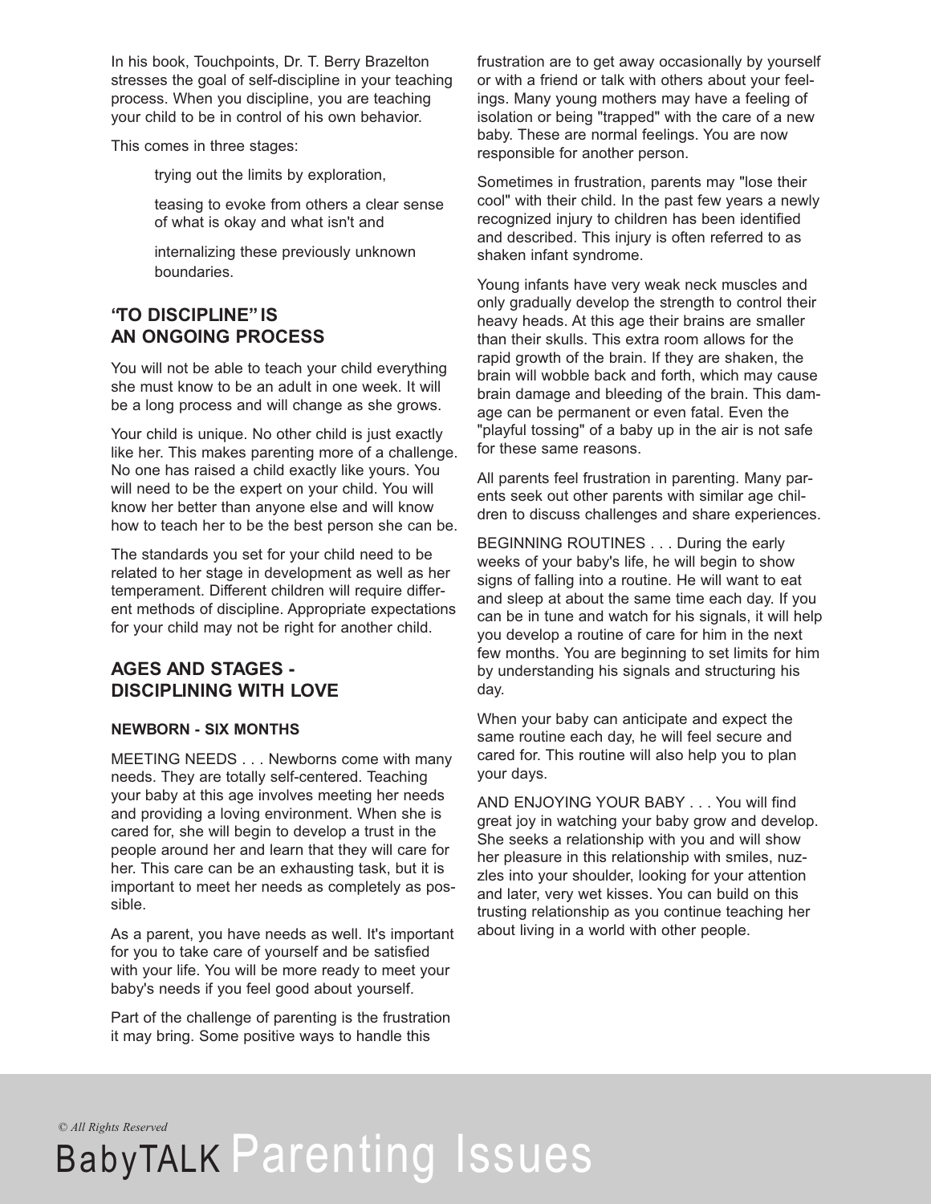In his book, Touchpoints, Dr. T. Berry Brazelton stresses the goal of self-discipline in your teaching process. When you discipline, you are teaching your child to be in control of his own behavior.

This comes in three stages:

> trying out the limits by exploration,
>
> teasing to evoke from others a clear sense of what is okay and what isn't and
>
> internalizing these previously unknown boundaries.

## "TO DISCIPLINE" IS AN ONGOING PROCESS

You will not be able to teach your child everything she must know to be an adult in one week. It will be a long process and will change as she grows.

Your child is unique. No other child is just exactly like her. This makes parenting more of a challenge. No one has raised a child exactly like yours. You will need to be the expert on your child. You will know her better than anyone else and will know how to teach her to be the best person she can be.

The standards you set for your child need to be related to her stage in development as well as her temperament. Different children will require different methods of discipline. Appropriate expectations for your child may not be right for another child.

## AGES AND STAGES - DISCIPLINING WITH LOVE

### NEWBORN - SIX MONTHS

MEETING NEEDS . . . Newborns come with many needs. They are totally self-centered. Teaching your baby at this age involves meeting her needs and providing a loving environment. When she is cared for, she will begin to develop a trust in the people around her and learn that they will care for her. This care can be an exhausting task, but it is important to meet her needs as completely as possible.

As a parent, you have needs as well. It's important for you to take care of yourself and be satisfied with your life. You will be more ready to meet your baby's needs if you feel good about yourself.

Part of the challenge of parenting is the frustration it may bring. Some positive ways to handle this frustration are to get away occasionally by yourself or with a friend or talk with others about your feelings. Many young mothers may have a feeling of isolation or being "trapped" with the care of a new baby. These are normal feelings. You are now responsible for another person.

Sometimes in frustration, parents may "lose their cool" with their child. In the past few years a newly recognized injury to children has been identified and described. This injury is often referred to as shaken infant syndrome.

Young infants have very weak neck muscles and only gradually develop the strength to control their heavy heads. At this age their brains are smaller than their skulls. This extra room allows for the rapid growth of the brain. If they are shaken, the brain will wobble back and forth, which may cause brain damage and bleeding of the brain. This damage can be permanent or even fatal. Even the "playful tossing" of a baby up in the air is not safe for these same reasons.

All parents feel frustration in parenting. Many parents seek out other parents with similar age children to discuss challenges and share experiences.

BEGINNING ROUTINES . . . During the early weeks of your baby's life, he will begin to show signs of falling into a routine. He will want to eat and sleep at about the same time each day. If you can be in tune and watch for his signals, it will help you develop a routine of care for him in the next few months. You are beginning to set limits for him by understanding his signals and structuring his day.

When your baby can anticipate and expect the same routine each day, he will feel secure and cared for. This routine will also help you to plan your days.

AND ENJOYING YOUR BABY . . . You will find great joy in watching your baby grow and develop. She seeks a relationship with you and will show her pleasure in this relationship with smiles, nuzzles into your shoulder, looking for your attention and later, very wet kisses. You can build on this trusting relationship as you continue teaching her about living in a world with other people.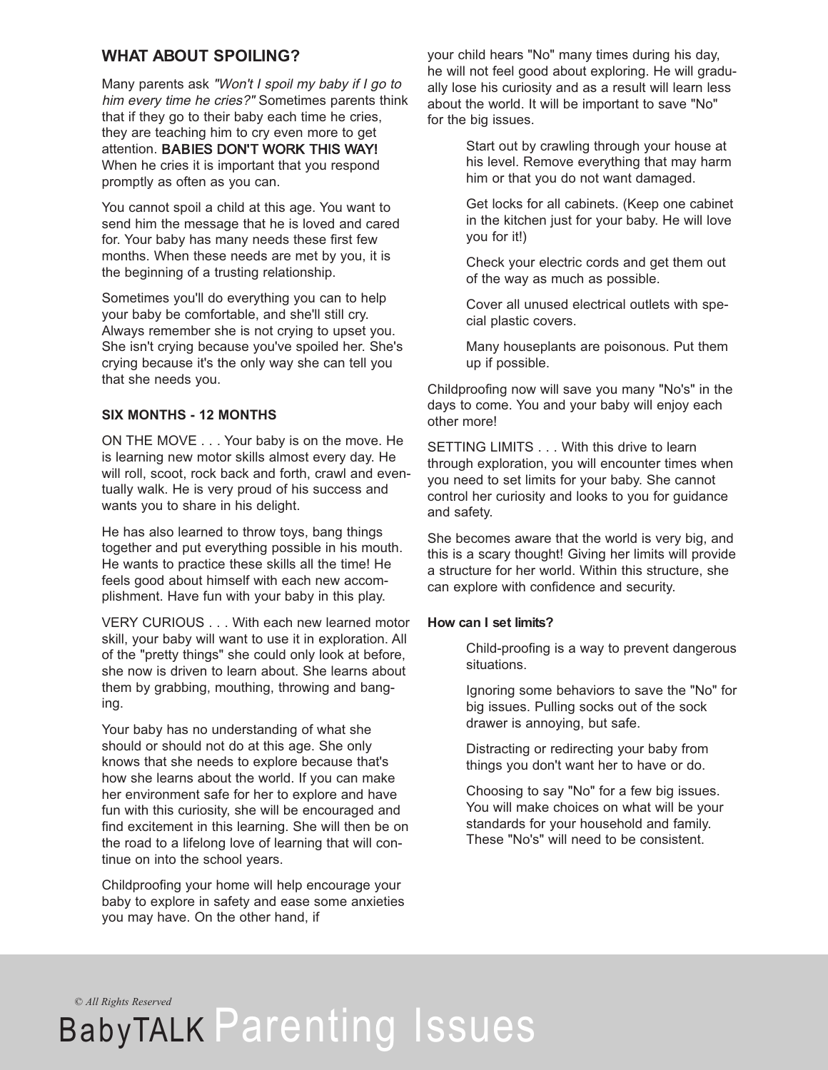## WHAT ABOUT SPOILING?

Many parents ask *"Won't I spoil my baby if I go to him every time he cries?"* Sometimes parents think that if they go to their baby each time he cries, they are teaching him to cry even more to get attention. **BABIES DON'T WORK THIS WAY!** When he cries it is important that you respond promptly as often as you can.

You cannot spoil a child at this age. You want to send him the message that he is loved and cared for. Your baby has many needs these first few months. When these needs are met by you, it is the beginning of a trusting relationship.

Sometimes you'll do everything you can to help your baby be comfortable, and she'll still cry. Always remember she is not crying to upset you. She isn't crying because you've spoiled her. She's crying because it's the only way she can tell you that she needs you.

### SIX MONTHS - 12 MONTHS

ON THE MOVE . . . Your baby is on the move. He is learning new motor skills almost every day. He will roll, scoot, rock back and forth, crawl and eventually walk. He is very proud of his success and wants you to share in his delight.

He has also learned to throw toys, bang things together and put everything possible in his mouth. He wants to practice these skills all the time! He feels good about himself with each new accomplishment. Have fun with your baby in this play.

VERY CURIOUS . . . With each new learned motor skill, your baby will want to use it in exploration. All of the "pretty things" she could only look at before, she now is driven to learn about. She learns about them by grabbing, mouthing, throwing and banging.

Your baby has no understanding of what she should or should not do at this age. She only knows that she needs to explore because that's how she learns about the world. If you can make her environment safe for her to explore and have fun with this curiosity, she will be encouraged and find excitement in this learning. She will then be on the road to a lifelong love of learning that will continue on into the school years.

Childproofing your home will help encourage your baby to explore in safety and ease some anxieties you may have. On the other hand, if your child hears "No" many times during his day, he will not feel good about exploring. He will gradually lose his curiosity and as a result will learn less about the world. It will be important to save "No" for the big issues.

> Start out by crawling through your house at his level. Remove everything that may harm him or that you do not want damaged.
>
> Get locks for all cabinets. (Keep one cabinet in the kitchen just for your baby. He will love you for it!)
>
> Check your electric cords and get them out of the way as much as possible.
>
> Cover all unused electrical outlets with special plastic covers.
>
> Many houseplants are poisonous. Put them up if possible.

Childproofing now will save you many "No's" in the days to come. You and your baby will enjoy each other more!

SETTING LIMITS . . . With this drive to learn through exploration, you will encounter times when you need to set limits for your baby. She cannot control her curiosity and looks to you for guidance and safety.

She becomes aware that the world is very big, and this is a scary thought! Giving her limits will provide a structure for her world. Within this structure, she can explore with confidence and security.

#### How can I set limits?

> Child-proofing is a way to prevent dangerous situations.
>
> Ignoring some behaviors to save the "No" for big issues. Pulling socks out of the sock drawer is annoying, but safe.
>
> Distracting or redirecting your baby from things you don't want her to have or do.
>
> Choosing to say "No" for a few big issues. You will make choices on what will be your standards for your household and family. These "No's" will need to be consistent.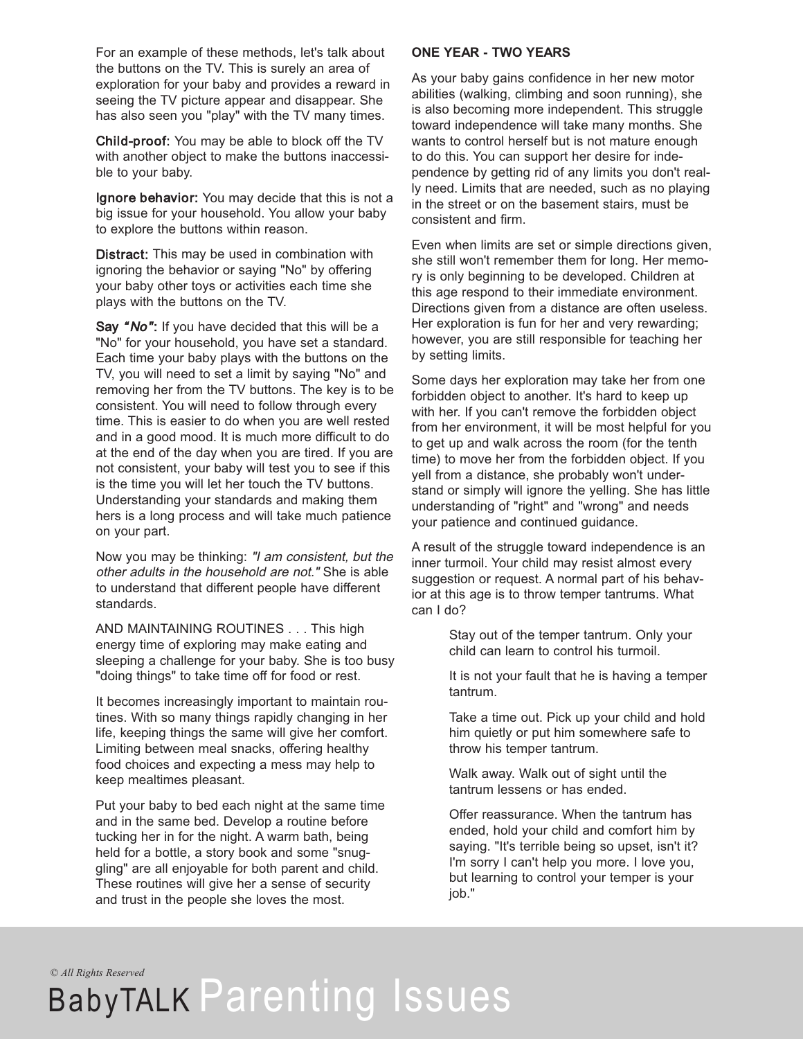For an example of these methods, let's talk about the buttons on the TV. This is surely an area of exploration for your baby and provides a reward in seeing the TV picture appear and disappear. She has also seen you "play" with the TV many times.

**Child-proof:** You may be able to block off the TV with another object to make the buttons inaccessible to your baby.

**Ignore behavior:** You may decide that this is not a big issue for your household. You allow your baby to explore the buttons within reason.

**Distract:** This may be used in combination with ignoring the behavior or saying "No" by offering your baby other toys or activities each time she plays with the buttons on the TV.

**Say *"No"*:** If you have decided that this will be a "No" for your household, you have set a standard. Each time your baby plays with the buttons on the TV, you will need to set a limit by saying "No" and removing her from the TV buttons. The key is to be consistent. You will need to follow through every time. This is easier to do when you are well rested and in a good mood. It is much more difficult to do at the end of the day when you are tired. If you are not consistent, your baby will test you to see if this is the time you will let her touch the TV buttons. Understanding your standards and making them hers is a long process and will take much patience on your part.

Now you may be thinking: *"I am consistent, but the other adults in the household are not."* She is able to understand that different people have different standards.

AND MAINTAINING ROUTINES . . . This high energy time of exploring may make eating and sleeping a challenge for your baby. She is too busy "doing things" to take time off for food or rest.

It becomes increasingly important to maintain routines. With so many things rapidly changing in her life, keeping things the same will give her comfort. Limiting between meal snacks, offering healthy food choices and expecting a mess may help to keep mealtimes pleasant.

Put your baby to bed each night at the same time and in the same bed. Develop a routine before tucking her in for the night. A warm bath, being held for a bottle, a story book and some "snuggling" are all enjoyable for both parent and child. These routines will give her a sense of security and trust in the people she loves the most.

**ONE YEAR - TWO YEARS**

As your baby gains confidence in her new motor abilities (walking, climbing and soon running), she is also becoming more independent. This struggle toward independence will take many months. She wants to control herself but is not mature enough to do this. You can support her desire for independence by getting rid of any limits you don't really need. Limits that are needed, such as no playing in the street or on the basement stairs, must be consistent and firm.

Even when limits are set or simple directions given, she still won't remember them for long. Her memory is only beginning to be developed. Children at this age respond to their immediate environment. Directions given from a distance are often useless. Her exploration is fun for her and very rewarding; however, you are still responsible for teaching her by setting limits.

Some days her exploration may take her from one forbidden object to another. It's hard to keep up with her. If you can't remove the forbidden object from her environment, it will be most helpful for you to get up and walk across the room (for the tenth time) to move her from the forbidden object. If you yell from a distance, she probably won't understand or simply will ignore the yelling. She has little understanding of "right" and "wrong" and needs your patience and continued guidance.

A result of the struggle toward independence is an inner turmoil. Your child may resist almost every suggestion or request. A normal part of his behavior at this age is to throw temper tantrums. What can I do?

> Stay out of the temper tantrum. Only your child can learn to control his turmoil.
>
> It is not your fault that he is having a temper tantrum.
>
> Take a time out. Pick up your child and hold him quietly or put him somewhere safe to throw his temper tantrum.
>
> Walk away. Walk out of sight until the tantrum lessens or has ended.
>
> Offer reassurance. When the tantrum has ended, hold your child and comfort him by saying. "It's terrible being so upset, isn't it? I'm sorry I can't help you more. I love you, but learning to control your temper is your job."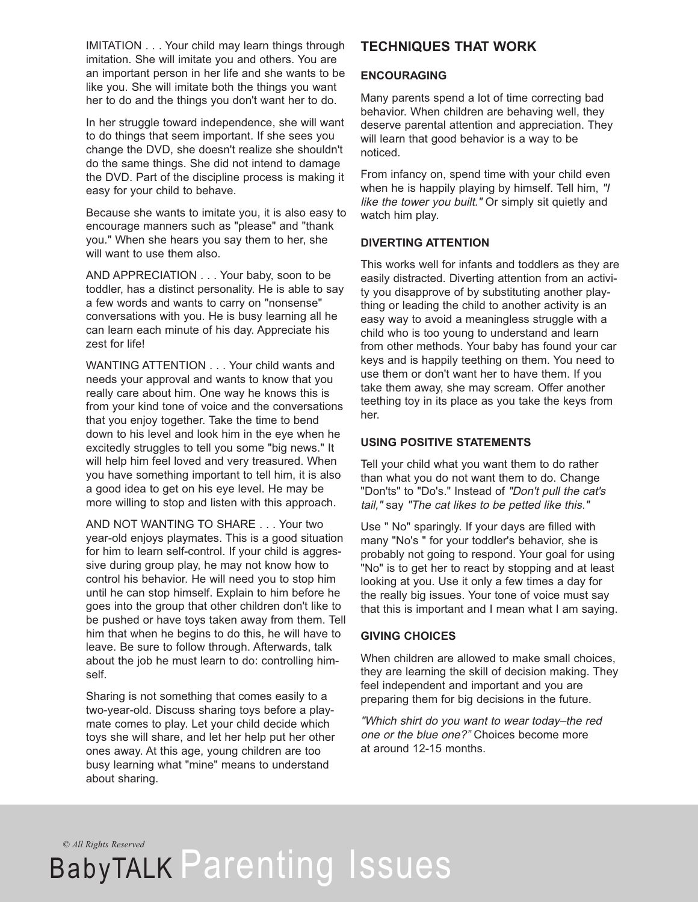IMITATION . . . Your child may learn things through imitation. She will imitate you and others. You are an important person in her life and she wants to be like you. She will imitate both the things you want her to do and the things you don't want her to do.

In her struggle toward independence, she will want to do things that seem important. If she sees you change the DVD, she doesn't realize she shouldn't do the same things. She did not intend to damage the DVD. Part of the discipline process is making it easy for your child to behave.

Because she wants to imitate you, it is also easy to encourage manners such as "please" and "thank you." When she hears you say them to her, she will want to use them also.

AND APPRECIATION . . . Your baby, soon to be toddler, has a distinct personality. He is able to say a few words and wants to carry on "nonsense" conversations with you. He is busy learning all he can learn each minute of his day. Appreciate his zest for life!

WANTING ATTENTION . . . Your child wants and needs your approval and wants to know that you really care about him. One way he knows this is from your kind tone of voice and the conversations that you enjoy together. Take the time to bend down to his level and look him in the eye when he excitedly struggles to tell you some "big news." It will help him feel loved and very treasured. When you have something important to tell him, it is also a good idea to get on his eye level. He may be more willing to stop and listen with this approach.

AND NOT WANTING TO SHARE . . . Your two year-old enjoys playmates. This is a good situation for him to learn self-control. If your child is aggressive during group play, he may not know how to control his behavior. He will need you to stop him until he can stop himself. Explain to him before he goes into the group that other children don't like to be pushed or have toys taken away from them. Tell him that when he begins to do this, he will have to leave. Be sure to follow through. Afterwards, talk about the job he must learn to do: controlling himself.

Sharing is not something that comes easily to a two-year-old. Discuss sharing toys before a playmate comes to play. Let your child decide which toys she will share, and let her help put her other ones away. At this age, young children are too busy learning what "mine" means to understand about sharing.

## TECHNIQUES THAT WORK

### ENCOURAGING

Many parents spend a lot of time correcting bad behavior. When children are behaving well, they deserve parental attention and appreciation. They will learn that good behavior is a way to be noticed.

From infancy on, spend time with your child even when he is happily playing by himself. Tell him, *"I like the tower you built."* Or simply sit quietly and watch him play.

### DIVERTING ATTENTION

This works well for infants and toddlers as they are easily distracted. Diverting attention from an activity you disapprove of by substituting another plaything or leading the child to another activity is an easy way to avoid a meaningless struggle with a child who is too young to understand and learn from other methods. Your baby has found your car keys and is happily teething on them. You need to use them or don't want her to have them. If you take them away, she may scream. Offer another teething toy in its place as you take the keys from her.

### USING POSITIVE STATEMENTS

Tell your child what you want them to do rather than what you do not want them to do. Change "Don'ts" to "Do's." Instead of *"Don't pull the cat's tail,"* say *"The cat likes to be petted like this."*

Use " No" sparingly. If your days are filled with many "No's " for your toddler's behavior, she is probably not going to respond. Your goal for using "No" is to get her to react by stopping and at least looking at you. Use it only a few times a day for the really big issues. Your tone of voice must say that this is important and I mean what I am saying.

### GIVING CHOICES

When children are allowed to make small choices, they are learning the skill of decision making. They feel independent and important and you are preparing them for big decisions in the future.

*"Which shirt do you want to wear today–the red one or the blue one?"* Choices become more at around 12-15 months.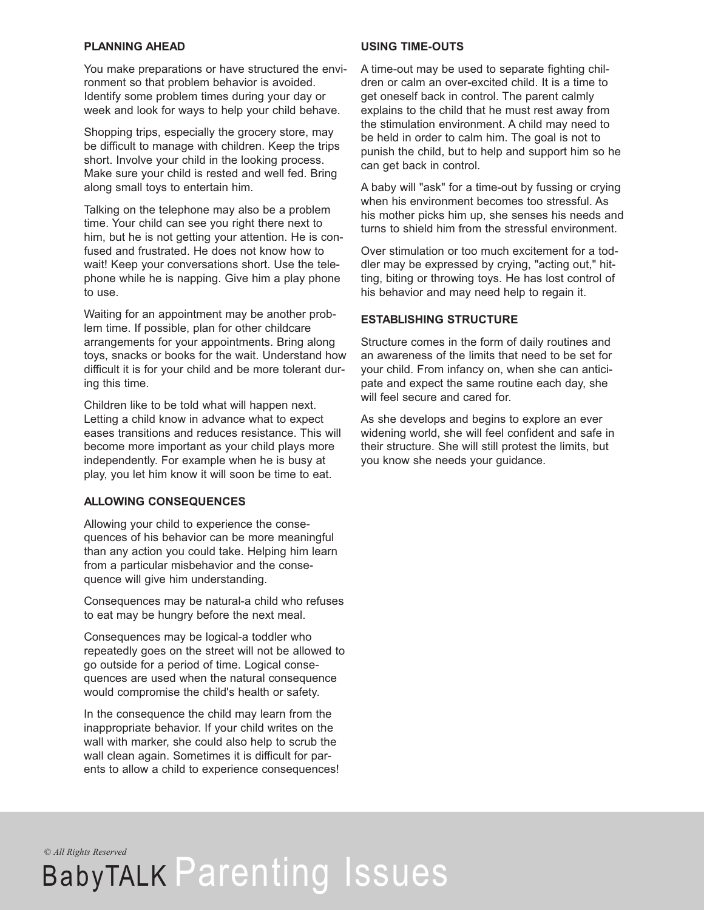### PLANNING AHEAD

You make preparations or have structured the environment so that problem behavior is avoided. Identify some problem times during your day or week and look for ways to help your child behave.

Shopping trips, especially the grocery store, may be difficult to manage with children. Keep the trips short. Involve your child in the looking process. Make sure your child is rested and well fed. Bring along small toys to entertain him.

Talking on the telephone may also be a problem time. Your child can see you right there next to him, but he is not getting your attention. He is confused and frustrated. He does not know how to wait! Keep your conversations short. Use the telephone while he is napping. Give him a play phone to use.

Waiting for an appointment may be another problem time. If possible, plan for other childcare arrangements for your appointments. Bring along toys, snacks or books for the wait. Understand how difficult it is for your child and be more tolerant during this time.

Children like to be told what will happen next. Letting a child know in advance what to expect eases transitions and reduces resistance. This will become more important as your child plays more independently. For example when he is busy at play, you let him know it will soon be time to eat.

### ALLOWING CONSEQUENCES

Allowing your child to experience the consequences of his behavior can be more meaningful than any action you could take. Helping him learn from a particular misbehavior and the consequence will give him understanding.

Consequences may be natural-a child who refuses to eat may be hungry before the next meal.

Consequences may be logical-a toddler who repeatedly goes on the street will not be allowed to go outside for a period of time. Logical consequences are used when the natural consequence would compromise the child's health or safety.

In the consequence the child may learn from the inappropriate behavior. If your child writes on the wall with marker, she could also help to scrub the wall clean again. Sometimes it is difficult for parents to allow a child to experience consequences!

### USING TIME-OUTS

A time-out may be used to separate fighting children or calm an over-excited child. It is a time to get oneself back in control. The parent calmly explains to the child that he must rest away from the stimulation environment. A child may need to be held in order to calm him. The goal is not to punish the child, but to help and support him so he can get back in control.

A baby will "ask" for a time-out by fussing or crying when his environment becomes too stressful. As his mother picks him up, she senses his needs and turns to shield him from the stressful environment.

Over stimulation or too much excitement for a toddler may be expressed by crying, "acting out," hitting, biting or throwing toys. He has lost control of his behavior and may need help to regain it.

### ESTABLISHING STRUCTURE

Structure comes in the form of daily routines and an awareness of the limits that need to be set for your child. From infancy on, when she can anticipate and expect the same routine each day, she will feel secure and cared for.

As she develops and begins to explore an ever widening world, she will feel confident and safe in their structure. She will still protest the limits, but you know she needs your guidance.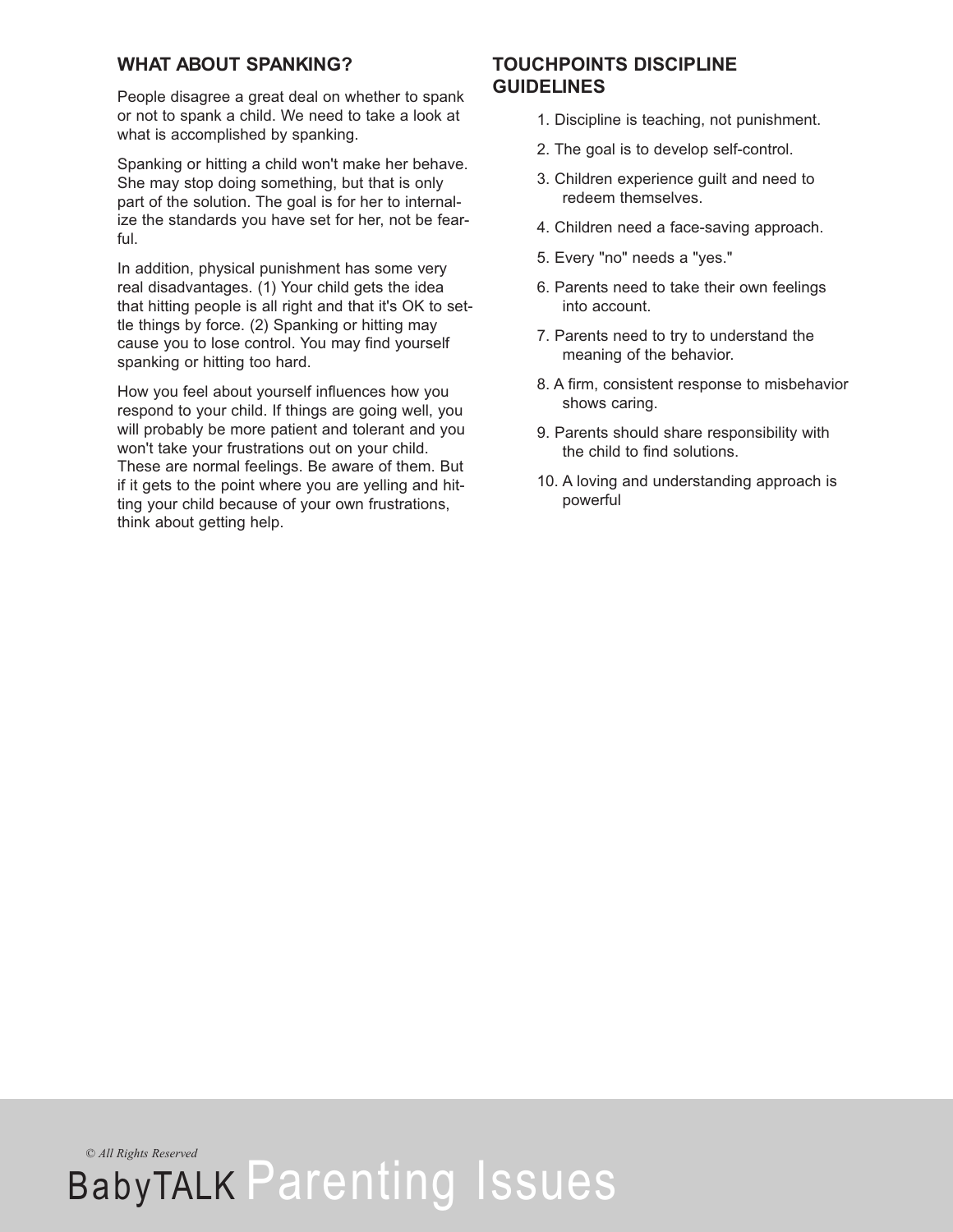## WHAT ABOUT SPANKING?

People disagree a great deal on whether to spank or not to spank a child. We need to take a look at what is accomplished by spanking.

Spanking or hitting a child won't make her behave. She may stop doing something, but that is only part of the solution. The goal is for her to internalize the standards you have set for her, not be fearful.

In addition, physical punishment has some very real disadvantages. (1) Your child gets the idea that hitting people is all right and that it's OK to settle things by force. (2) Spanking or hitting may cause you to lose control. You may find yourself spanking or hitting too hard.

How you feel about yourself influences how you respond to your child. If things are going well, you will probably be more patient and tolerant and you won't take your frustrations out on your child. These are normal feelings. Be aware of them. But if it gets to the point where you are yelling and hitting your child because of your own frustrations, think about getting help.

## TOUCHPOINTS DISCIPLINE GUIDELINES

1. Discipline is teaching, not punishment.
2. The goal is to develop self-control.
3. Children experience guilt and need to redeem themselves.
4. Children need a face-saving approach.
5. Every "no" needs a "yes."
6. Parents need to take their own feelings into account.
7. Parents need to try to understand the meaning of the behavior.
8. A firm, consistent response to misbehavior shows caring.
9. Parents should share responsibility with the child to find solutions.
10. A loving and understanding approach is powerful